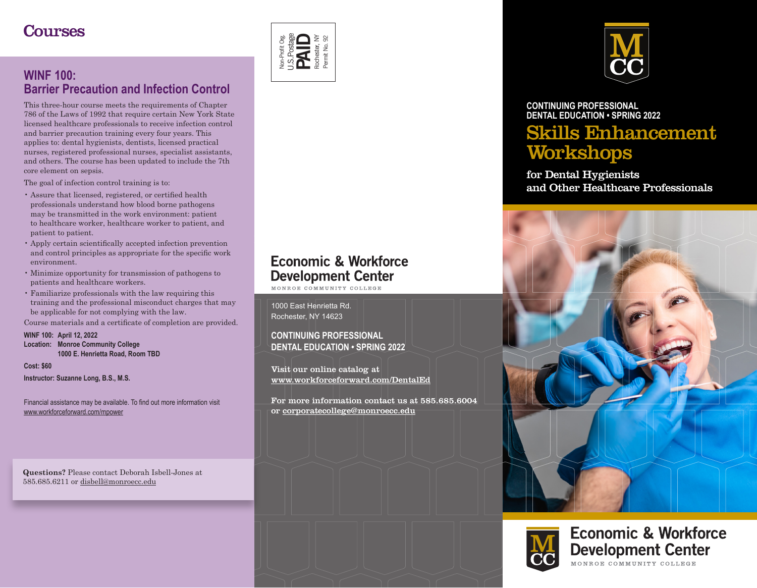# Courses

## WINF 100: Barrier Precaution and Infection Control

This three-hour course meets the requirements of Chapter 786 of the Laws of 1992 that require certain New York State licensed healthcare professionals to receive infection control and barrier precaution training every four years. This applies to: dental hygienists, dentists, licensed practical nurses, registered professional nurses, specialist assistants, and others. The course has been updated to include the 7th core element on sepsis.

The goal of infection control training is to:

- Assure that licensed, registered, or certified health professionals understand how blood borne pathogens may be transmitted in the work environment: patient to healthcare worker, healthcare worker to patient, and patient to patient.
- Apply certain scientifically accepted infection prevention and control principles as appropriate for the specific work environment.
- Minimize opportunity for transmission of pathogens to patients and healthcare workers.
- Familiarize professionals with the law requiring this training and the professional misconduct charges that may be applicable for not complying with the law.

Course materials and a certificate of completion are provided.

**WINF 100: April 12, 2022**
**Location: Monroe Community College**
**1000 E. Henrietta Road, Room TBD**

**Cost: $60**

**Instructor: Suzanne Long, B.S., M.S.**

Financial assistance may be available. To find out more information visit www.workforceforward.com/mpower

**Questions?** Please contact Deborah Isbell-Jones at 585.685.6211 or disbell@monroecc.edu

Non-Profit Org.
U.S. Postage
PAID
Rochester, NY
Permit No. 92

**Economic & Workforce Development Center**
MONROE COMMUNITY COLLEGE

1000 East Henrietta Rd.
Rochester, NY 14623

**CONTINUING PROFESSIONAL DENTAL EDUCATION • SPRING 2022**

Visit our online catalog at www.workforceforward.com/DentalEd

For more information contact us at 585.685.6004 or corporatecollege@monroecc.edu

MCC

**CONTINUING PROFESSIONAL DENTAL EDUCATION • SPRING 2022**

# Skills Enhancement Workshops

**for Dental Hygienists and Other Healthcare Professionals**

MCC

**Economic & Workforce Development Center**
MONROE COMMUNITY COLLEGE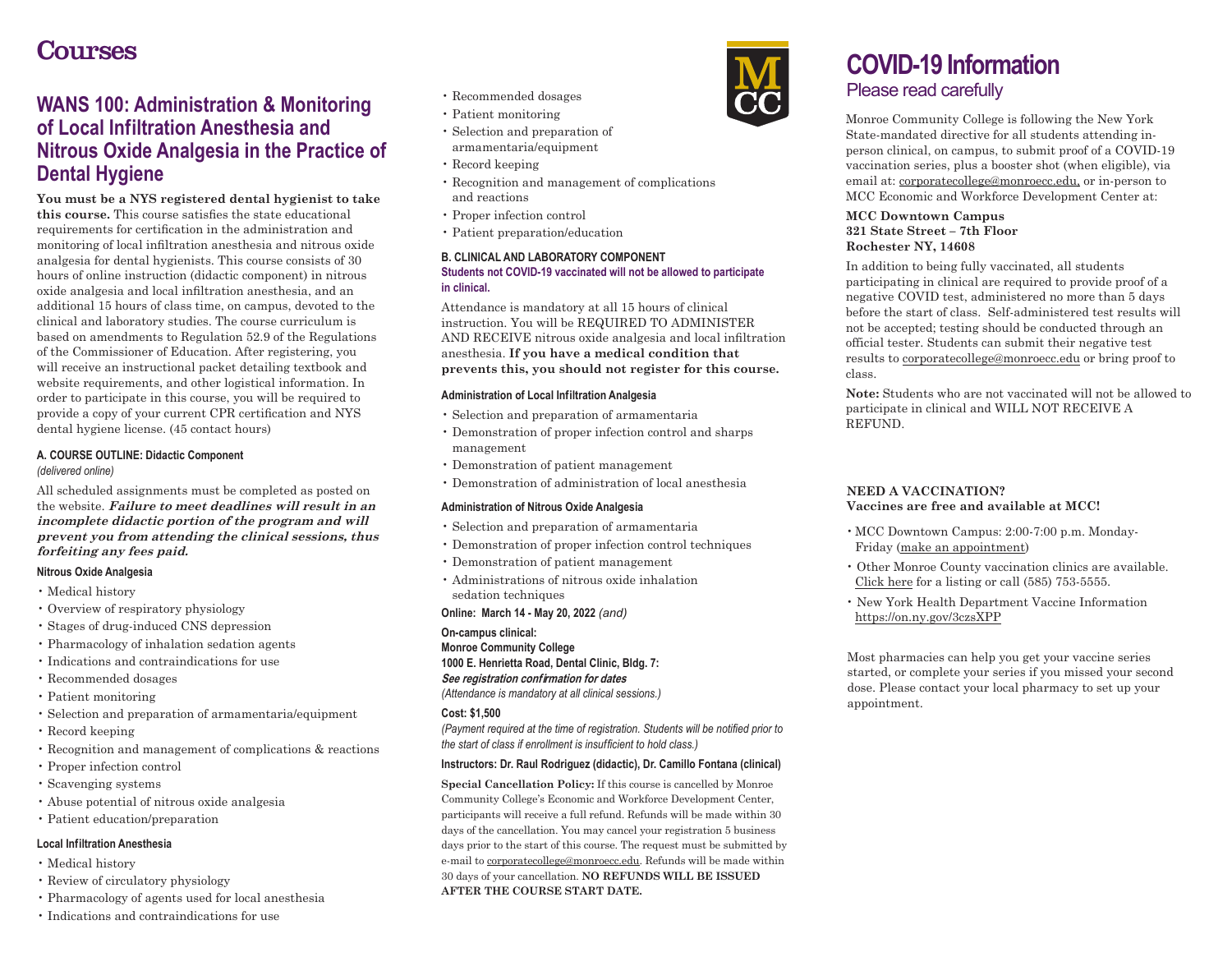# Courses

## WANS 100: Administration & Monitoring of Local Infiltration Anesthesia and Nitrous Oxide Analgesia in the Practice of Dental Hygiene

**You must be a NYS registered dental hygienist to take this course.** This course satisfies the state educational requirements for certification in the administration and monitoring of local infiltration anesthesia and nitrous oxide analgesia for dental hygienists. This course consists of 30 hours of online instruction (didactic component) in nitrous oxide analgesia and local infiltration anesthesia, and an additional 15 hours of class time, on campus, devoted to the clinical and laboratory studies. The course curriculum is based on amendments to Regulation 52.9 of the Regulations of the Commissioner of Education. After registering, you will receive an instructional packet detailing textbook and website requirements, and other logistical information. In order to participate in this course, you will be required to provide a copy of your current CPR certification and NYS dental hygiene license. (45 contact hours)

#### A. COURSE OUTLINE: Didactic Component

*(delivered online)*

All scheduled assignments must be completed as posted on the website. ***Failure to meet deadlines will result in an incomplete didactic portion of the program and will prevent you from attending the clinical sessions, thus forfeiting any fees paid.***

#### Nitrous Oxide Analgesia

- Medical history
- Overview of respiratory physiology
- Stages of drug-induced CNS depression
- Pharmacology of inhalation sedation agents
- Indications and contraindications for use
- Recommended dosages
- Patient monitoring
- Selection and preparation of armamentaria/equipment
- Record keeping
- Recognition and management of complications & reactions
- Proper infection control
- Scavenging systems
- Abuse potential of nitrous oxide analgesia
- Patient education/preparation

#### Local Infiltration Anesthesia

- Medical history
- Review of circulatory physiology
- Pharmacology of agents used for local anesthesia
- Indications and contraindications for use
- Recommended dosages
- Patient monitoring
- Selection and preparation of armamentaria/equipment
- Record keeping
- Recognition and management of complications and reactions
- Proper infection control
- Patient preparation/education

#### B. CLINICAL AND LABORATORY COMPONENT

**Students not COVID-19 vaccinated will not be allowed to participate in clinical.**

Attendance is mandatory at all 15 hours of clinical instruction. You will be REQUIRED TO ADMINISTER AND RECEIVE nitrous oxide analgesia and local infiltration anesthesia. **If you have a medical condition that prevents this, you should not register for this course.**

#### Administration of Local Infiltration Analgesia

- Selection and preparation of armamentaria
- Demonstration of proper infection control and sharps management
- Demonstration of patient management
- Demonstration of administration of local anesthesia

#### Administration of Nitrous Oxide Analgesia

- Selection and preparation of armamentaria
- Demonstration of proper infection control techniques
- Demonstration of patient management
- Administrations of nitrous oxide inhalation sedation techniques

**Online: March 14 - May 20, 2022** *(and)*

**On-campus clinical:**
**Monroe Community College**
**1000 E. Henrietta Road, Dental Clinic, Bldg. 7:**
***See registration confirmation for dates***
*(Attendance is mandatory at all clinical sessions.)*

**Cost: $1,500**

*(Payment required at the time of registration. Students will be notified prior to the start of class if enrollment is insufficient to hold class.)*

**Instructors: Dr. Raul Rodriguez (didactic), Dr. Camillo Fontana (clinical)**

**Special Cancellation Policy:** If this course is cancelled by Monroe Community College's Economic and Workforce Development Center, participants will receive a full refund. Refunds will be made within 30 days of the cancellation. You may cancel your registration 5 business days prior to the start of this course. The request must be submitted by e-mail to corporatecollege@monroecc.edu. Refunds will be made within 30 days of your cancellation. **NO REFUNDS WILL BE ISSUED AFTER THE COURSE START DATE.**

# COVID-19 Information

Please read carefully

Monroe Community College is following the New York State-mandated directive for all students attending in-person clinical, on campus, to submit proof of a COVID-19 vaccination series, plus a booster shot (when eligible), via email at: corporatecollege@monroecc.edu, or in-person to MCC Economic and Workforce Development Center at:

**MCC Downtown Campus**
**321 State Street – 7th Floor**
**Rochester NY, 14608**

In addition to being fully vaccinated, all students participating in clinical are required to provide proof of a negative COVID test, administered no more than 5 days before the start of class. Self-administered test results will not be accepted; testing should be conducted through an official tester. Students can submit their negative test results to corporatecollege@monroecc.edu or bring proof to class.

**Note:** Students who are not vaccinated will not be allowed to participate in clinical and WILL NOT RECEIVE A REFUND.

**NEED A VACCINATION?**
**Vaccines are free and available at MCC!**

- MCC Downtown Campus: 2:00-7:00 p.m. Monday-Friday (make an appointment)
- Other Monroe County vaccination clinics are available. Click here for a listing or call (585) 753-5555.
- New York Health Department Vaccine Information https://on.ny.gov/3czsXPP

Most pharmacies can help you get your vaccine series started, or complete your series if you missed your second dose. Please contact your local pharmacy to set up your appointment.